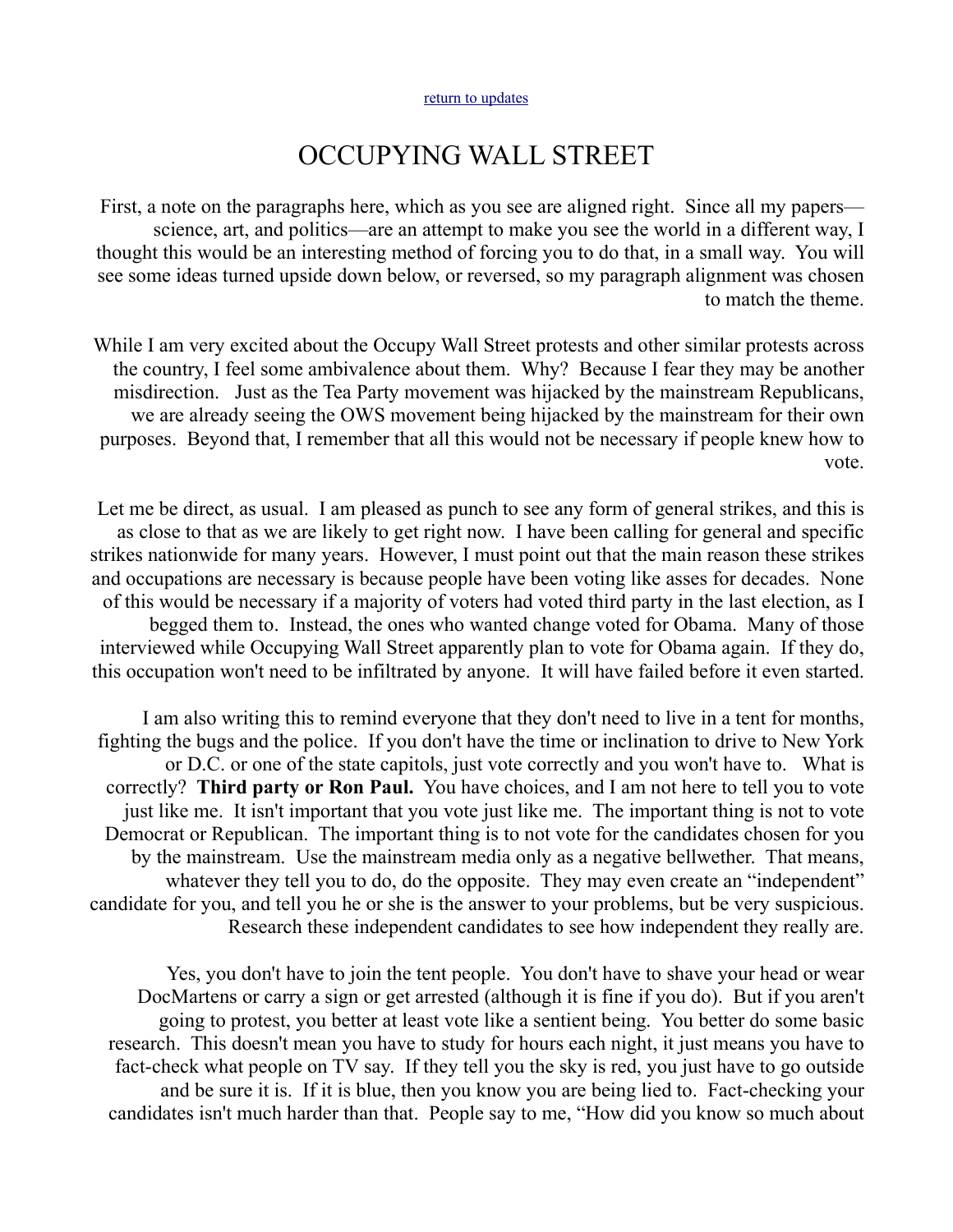[return to updates]

# OCCUPYING WALL STREET

First, a note on the paragraphs here, which as you see are aligned right. Since all my papers—science, art, and politics—are an attempt to make you see the world in a different way, I thought this would be an interesting method of forcing you to do that, in a small way. You will see some ideas turned upside down below, or reversed, so my paragraph alignment was chosen to match the theme.

While I am very excited about the Occupy Wall Street protests and other similar protests across the country, I feel some ambivalence about them. Why? Because I fear they may be another misdirection. Just as the Tea Party movement was hijacked by the mainstream Republicans, we are already seeing the OWS movement being hijacked by the mainstream for their own purposes. Beyond that, I remember that all this would not be necessary if people knew how to vote.

Let me be direct, as usual. I am pleased as punch to see any form of general strikes, and this is as close to that as we are likely to get right now. I have been calling for general and specific strikes nationwide for many years. However, I must point out that the main reason these strikes and occupations are necessary is because people have been voting like asses for decades. None of this would be necessary if a majority of voters had voted third party in the last election, as I begged them to. Instead, the ones who wanted change voted for Obama. Many of those interviewed while Occupying Wall Street apparently plan to vote for Obama again. If they do, this occupation won't need to be infiltrated by anyone. It will have failed before it even started.

I am also writing this to remind everyone that they don't need to live in a tent for months, fighting the bugs and the police. If you don't have the time or inclination to drive to New York or D.C. or one of the state capitols, just vote correctly and you won't have to. What is correctly? **Third party or Ron Paul.** You have choices, and I am not here to tell you to vote just like me. It isn't important that you vote just like me. The important thing is not to vote Democrat or Republican. The important thing is to not vote for the candidates chosen for you by the mainstream. Use the mainstream media only as a negative bellwether. That means, whatever they tell you to do, do the opposite. They may even create an "independent" candidate for you, and tell you he or she is the answer to your problems, but be very suspicious. Research these independent candidates to see how independent they really are.

Yes, you don't have to join the tent people. You don't have to shave your head or wear DocMartens or carry a sign or get arrested (although it is fine if you do). But if you aren't going to protest, you better at least vote like a sentient being. You better do some basic research. This doesn't mean you have to study for hours each night, it just means you have to fact-check what people on TV say. If they tell you the sky is red, you just have to go outside and be sure it is. If it is blue, then you know you are being lied to. Fact-checking your candidates isn't much harder than that. People say to me, "How did you know so much about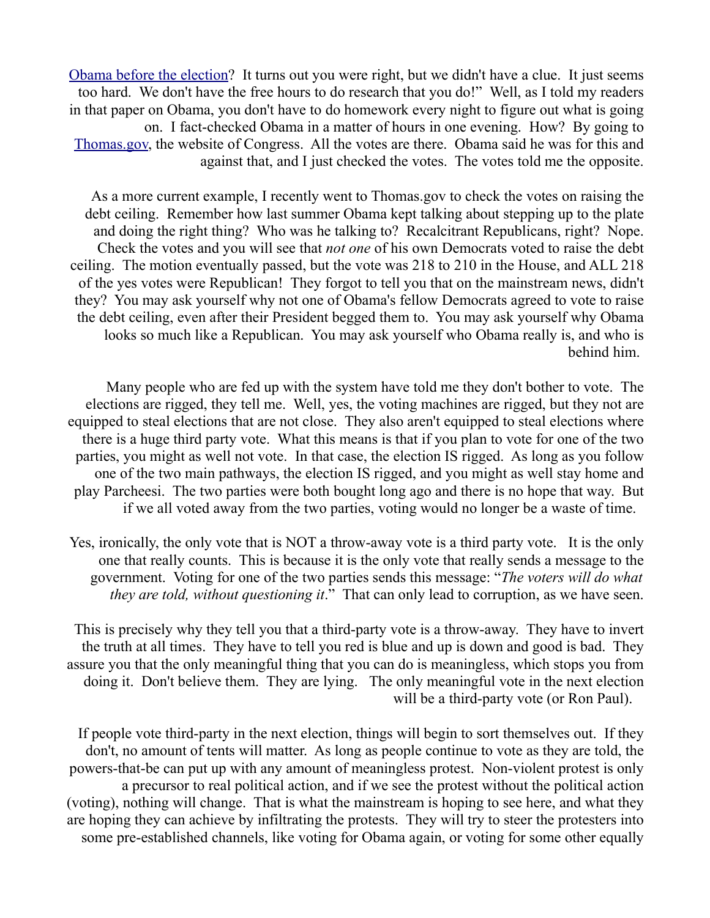[Obama before the election](#)? It turns out you were right, but we didn't have a clue. It just seems too hard. We don't have the free hours to do research that you do!" Well, as I told my readers in that paper on Obama, you don't have to do homework every night to figure out what is going on. I fact-checked Obama in a matter of hours in one evening. How? By going to [Thomas.gov](#), the website of Congress. All the votes are there. Obama said he was for this and against that, and I just checked the votes. The votes told me the opposite.

As a more current example, I recently went to Thomas.gov to check the votes on raising the debt ceiling. Remember how last summer Obama kept talking about stepping up to the plate and doing the right thing? Who was he talking to? Recalcitrant Republicans, right? Nope. Check the votes and you will see that *not one* of his own Democrats voted to raise the debt ceiling. The motion eventually passed, but the vote was 218 to 210 in the House, and ALL 218 of the yes votes were Republican! They forgot to tell you that on the mainstream news, didn't they? You may ask yourself why not one of Obama's fellow Democrats agreed to vote to raise the debt ceiling, even after their President begged them to. You may ask yourself why Obama looks so much like a Republican. You may ask yourself who Obama really is, and who is behind him.

Many people who are fed up with the system have told me they don't bother to vote. The elections are rigged, they tell me. Well, yes, the voting machines are rigged, but they not are equipped to steal elections that are not close. They also aren't equipped to steal elections where there is a huge third party vote. What this means is that if you plan to vote for one of the two parties, you might as well not vote. In that case, the election IS rigged. As long as you follow one of the two main pathways, the election IS rigged, and you might as well stay home and play Parcheesi. The two parties were both bought long ago and there is no hope that way. But if we all voted away from the two parties, voting would no longer be a waste of time.

Yes, ironically, the only vote that is NOT a throw-away vote is a third party vote. It is the only one that really counts. This is because it is the only vote that really sends a message to the government. Voting for one of the two parties sends this message: "*The voters will do what they are told, without questioning it*." That can only lead to corruption, as we have seen.

This is precisely why they tell you that a third-party vote is a throw-away. They have to invert the truth at all times. They have to tell you red is blue and up is down and good is bad. They assure you that the only meaningful thing that you can do is meaningless, which stops you from doing it. Don't believe them. They are lying. The only meaningful vote in the next election will be a third-party vote (or Ron Paul).

If people vote third-party in the next election, things will begin to sort themselves out. If they don't, no amount of tents will matter. As long as people continue to vote as they are told, the powers-that-be can put up with any amount of meaningless protest. Non-violent protest is only a precursor to real political action, and if we see the protest without the political action (voting), nothing will change. That is what the mainstream is hoping to see here, and what they are hoping they can achieve by infiltrating the protests. They will try to steer the protesters into some pre-established channels, like voting for Obama again, or voting for some other equally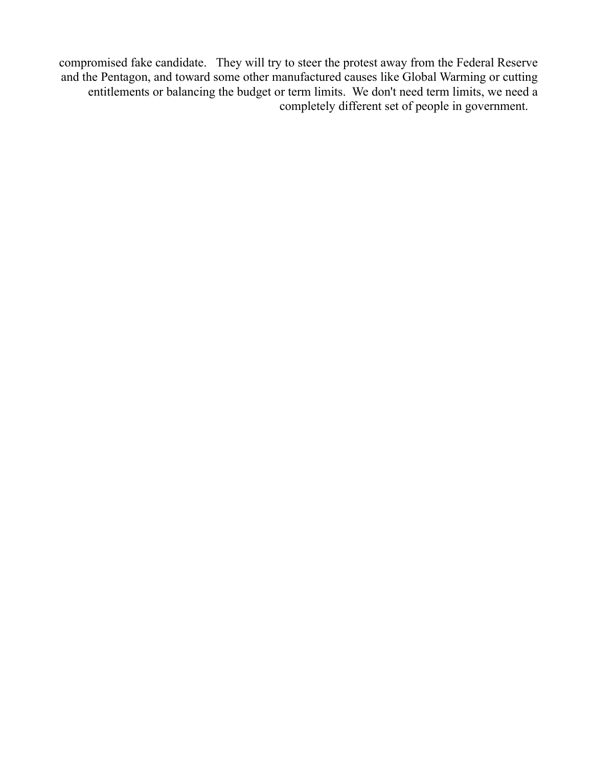compromised fake candidate. They will try to steer the protest away from the Federal Reserve and the Pentagon, and toward some other manufactured causes like Global Warming or cutting entitlements or balancing the budget or term limits. We don't need term limits, we need a completely different set of people in government.